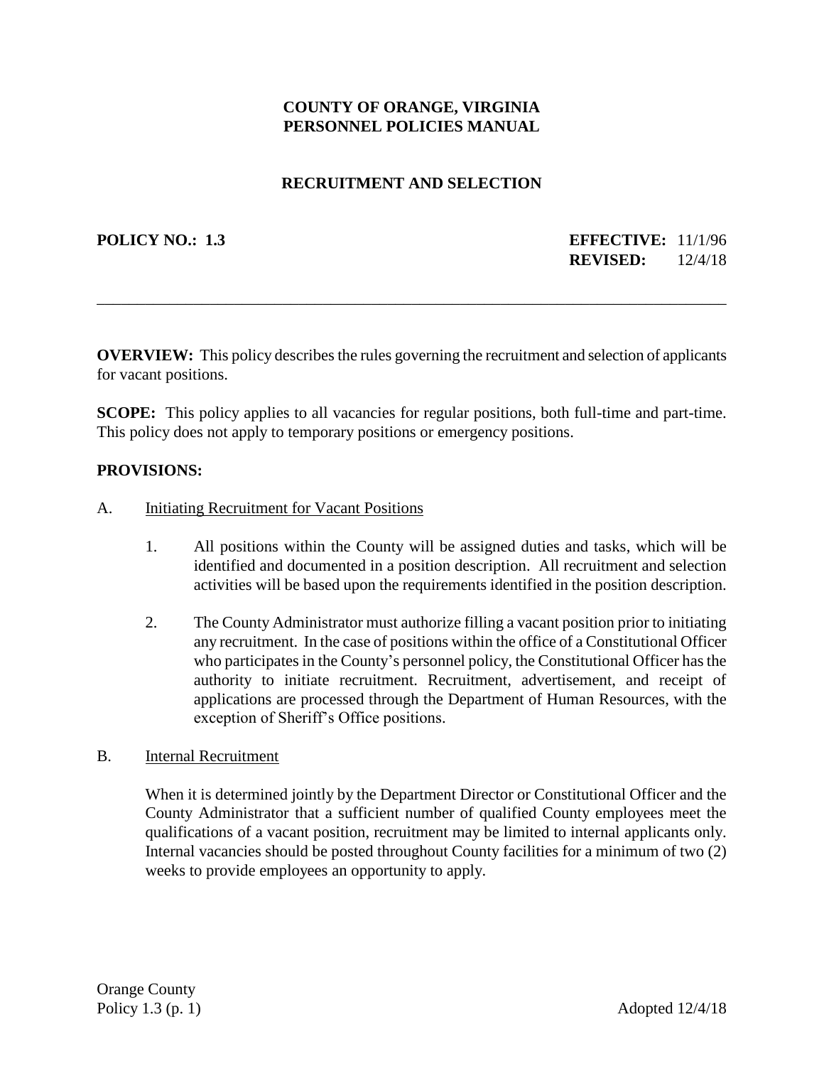# COUNTY OF ORANGE, VIRGINIA
# PERSONNEL POLICIES MANUAL

## RECRUITMENT AND SELECTION

**POLICY NO.: 1.3** **EFFECTIVE:** 11/1/96
**REVISED:** 12/4/18

---

**OVERVIEW:** This policy describes the rules governing the recruitment and selection of applicants for vacant positions.

**SCOPE:** This policy applies to all vacancies for regular positions, both full-time and part-time. This policy does not apply to temporary positions or emergency positions.

**PROVISIONS:**

A. Initiating Recruitment for Vacant Positions

1. All positions within the County will be assigned duties and tasks, which will be identified and documented in a position description. All recruitment and selection activities will be based upon the requirements identified in the position description.

2. The County Administrator must authorize filling a vacant position prior to initiating any recruitment. In the case of positions within the office of a Constitutional Officer who participates in the County's personnel policy, the Constitutional Officer has the authority to initiate recruitment. Recruitment, advertisement, and receipt of applications are processed through the Department of Human Resources, with the exception of Sheriff's Office positions.

B. Internal Recruitment

When it is determined jointly by the Department Director or Constitutional Officer and the County Administrator that a sufficient number of qualified County employees meet the qualifications of a vacant position, recruitment may be limited to internal applicants only. Internal vacancies should be posted throughout County facilities for a minimum of two (2) weeks to provide employees an opportunity to apply.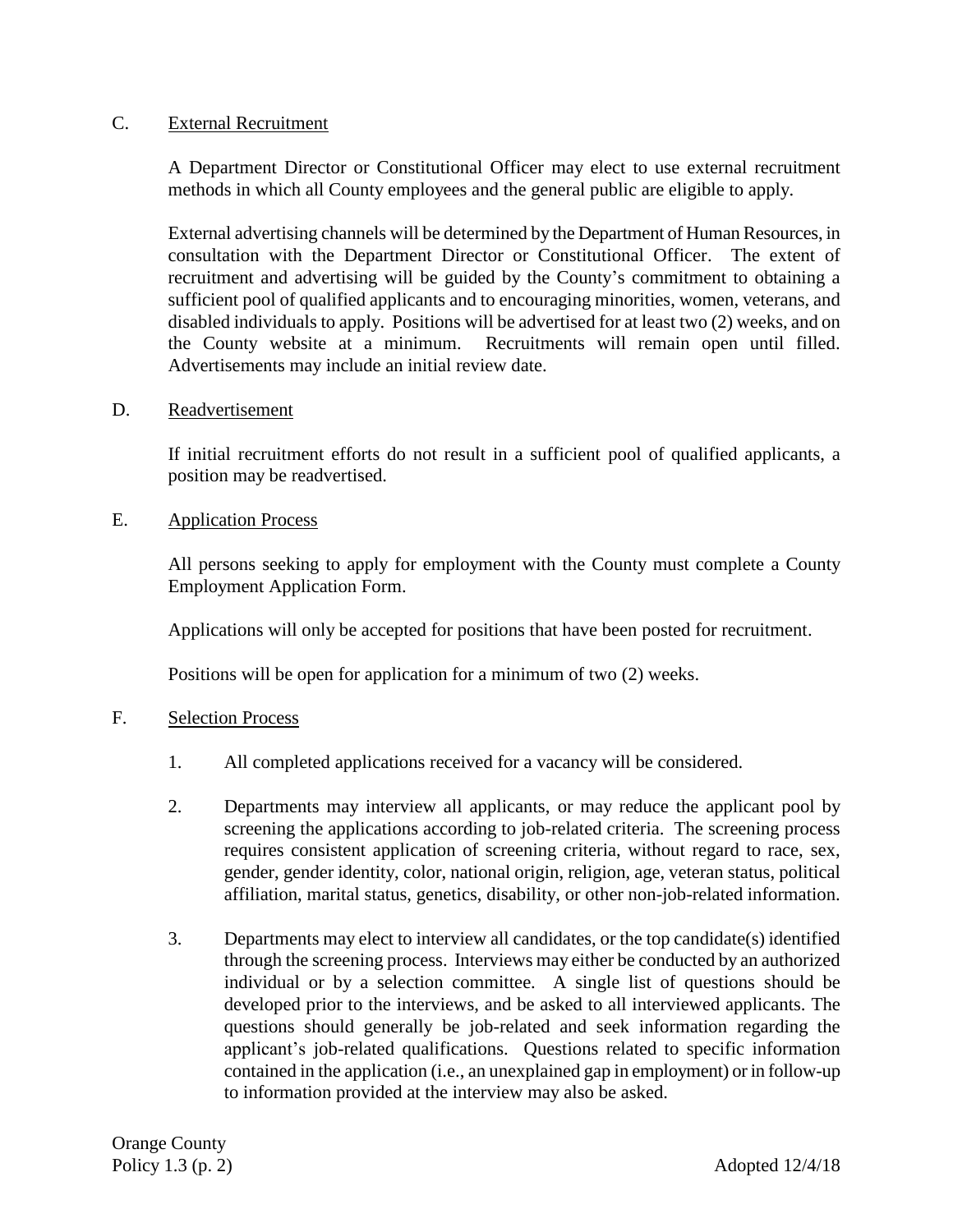C. <u>External Recruitment</u>

A Department Director or Constitutional Officer may elect to use external recruitment methods in which all County employees and the general public are eligible to apply.

External advertising channels will be determined by the Department of Human Resources, in consultation with the Department Director or Constitutional Officer. The extent of recruitment and advertising will be guided by the County's commitment to obtaining a sufficient pool of qualified applicants and to encouraging minorities, women, veterans, and disabled individuals to apply. Positions will be advertised for at least two (2) weeks, and on the County website at a minimum. Recruitments will remain open until filled. Advertisements may include an initial review date.

D. <u>Readvertisement</u>

If initial recruitment efforts do not result in a sufficient pool of qualified applicants, a position may be readvertised.

E. <u>Application Process</u>

All persons seeking to apply for employment with the County must complete a County Employment Application Form.

Applications will only be accepted for positions that have been posted for recruitment.

Positions will be open for application for a minimum of two (2) weeks.

F. <u>Selection Process</u>

1. All completed applications received for a vacancy will be considered.

2. Departments may interview all applicants, or may reduce the applicant pool by screening the applications according to job-related criteria. The screening process requires consistent application of screening criteria, without regard to race, sex, gender, gender identity, color, national origin, religion, age, veteran status, political affiliation, marital status, genetics, disability, or other non-job-related information.

3. Departments may elect to interview all candidates, or the top candidate(s) identified through the screening process. Interviews may either be conducted by an authorized individual or by a selection committee. A single list of questions should be developed prior to the interviews, and be asked to all interviewed applicants. The questions should generally be job-related and seek information regarding the applicant's job-related qualifications. Questions related to specific information contained in the application (i.e., an unexplained gap in employment) or in follow-up to information provided at the interview may also be asked.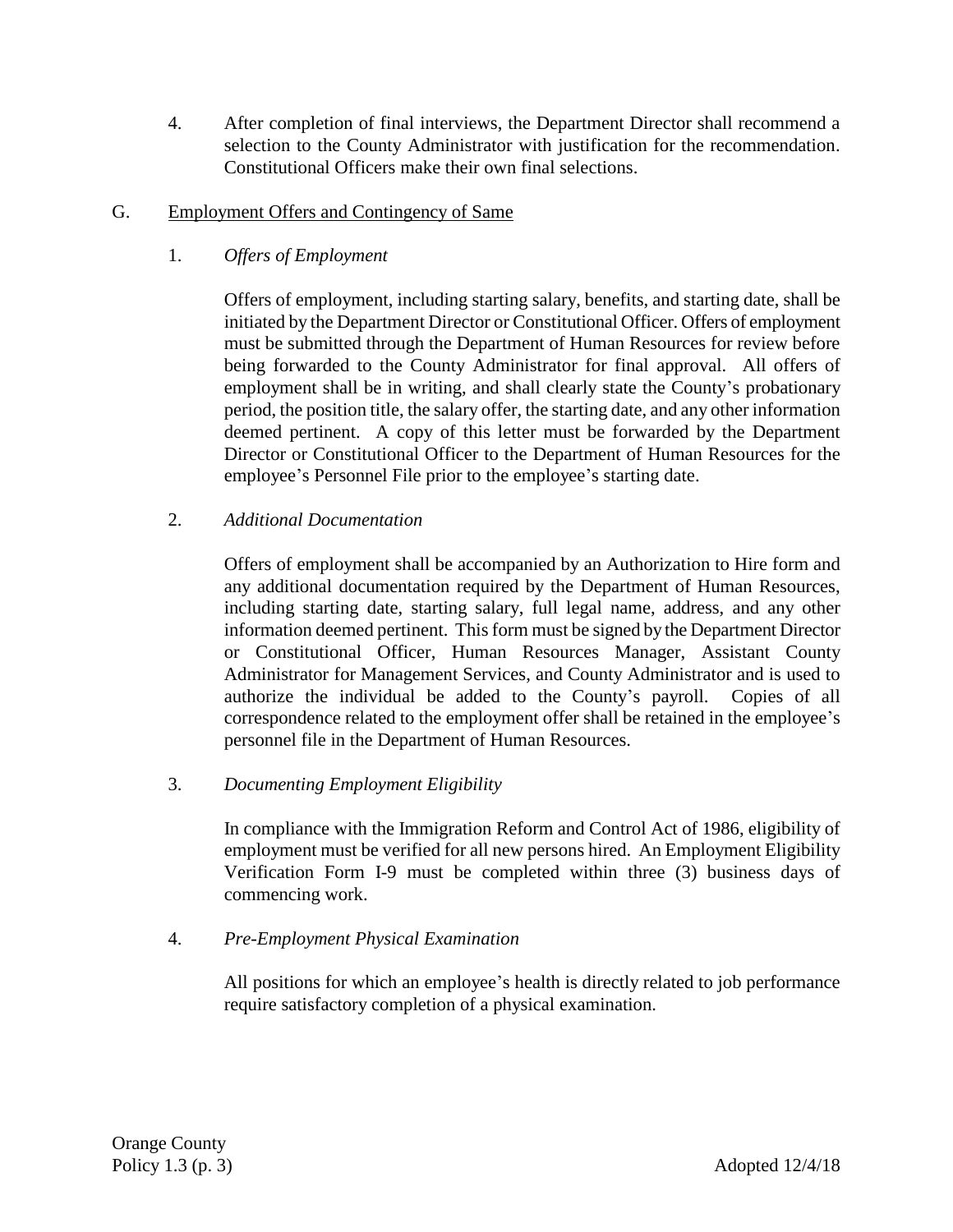4. After completion of final interviews, the Department Director shall recommend a selection to the County Administrator with justification for the recommendation. Constitutional Officers make their own final selections.

G. Employment Offers and Contingency of Same

1. *Offers of Employment*

Offers of employment, including starting salary, benefits, and starting date, shall be initiated by the Department Director or Constitutional Officer. Offers of employment must be submitted through the Department of Human Resources for review before being forwarded to the County Administrator for final approval. All offers of employment shall be in writing, and shall clearly state the County's probationary period, the position title, the salary offer, the starting date, and any other information deemed pertinent. A copy of this letter must be forwarded by the Department Director or Constitutional Officer to the Department of Human Resources for the employee's Personnel File prior to the employee's starting date.

2. *Additional Documentation*

Offers of employment shall be accompanied by an Authorization to Hire form and any additional documentation required by the Department of Human Resources, including starting date, starting salary, full legal name, address, and any other information deemed pertinent. This form must be signed by the Department Director or Constitutional Officer, Human Resources Manager, Assistant County Administrator for Management Services, and County Administrator and is used to authorize the individual be added to the County's payroll. Copies of all correspondence related to the employment offer shall be retained in the employee's personnel file in the Department of Human Resources.

3. *Documenting Employment Eligibility*

In compliance with the Immigration Reform and Control Act of 1986, eligibility of employment must be verified for all new persons hired. An Employment Eligibility Verification Form I-9 must be completed within three (3) business days of commencing work.

4. *Pre-Employment Physical Examination*

All positions for which an employee's health is directly related to job performance require satisfactory completion of a physical examination.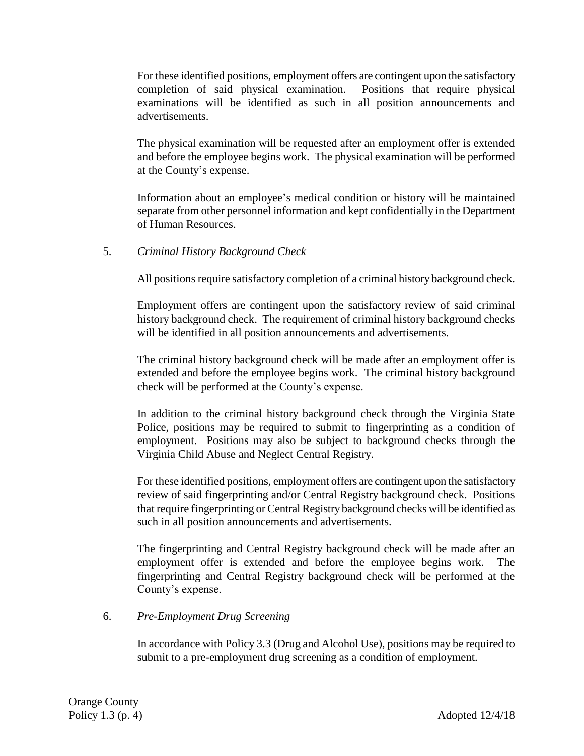For these identified positions, employment offers are contingent upon the satisfactory completion of said physical examination. Positions that require physical examinations will be identified as such in all position announcements and advertisements.

The physical examination will be requested after an employment offer is extended and before the employee begins work. The physical examination will be performed at the County's expense.

Information about an employee's medical condition or history will be maintained separate from other personnel information and kept confidentially in the Department of Human Resources.

5. *Criminal History Background Check*

   All positions require satisfactory completion of a criminal history background check.

   Employment offers are contingent upon the satisfactory review of said criminal history background check. The requirement of criminal history background checks will be identified in all position announcements and advertisements.

   The criminal history background check will be made after an employment offer is extended and before the employee begins work. The criminal history background check will be performed at the County's expense.

   In addition to the criminal history background check through the Virginia State Police, positions may be required to submit to fingerprinting as a condition of employment. Positions may also be subject to background checks through the Virginia Child Abuse and Neglect Central Registry.

   For these identified positions, employment offers are contingent upon the satisfactory review of said fingerprinting and/or Central Registry background check. Positions that require fingerprinting or Central Registry background checks will be identified as such in all position announcements and advertisements.

   The fingerprinting and Central Registry background check will be made after an employment offer is extended and before the employee begins work. The fingerprinting and Central Registry background check will be performed at the County's expense.

6. *Pre-Employment Drug Screening*

   In accordance with Policy 3.3 (Drug and Alcohol Use), positions may be required to submit to a pre-employment drug screening as a condition of employment.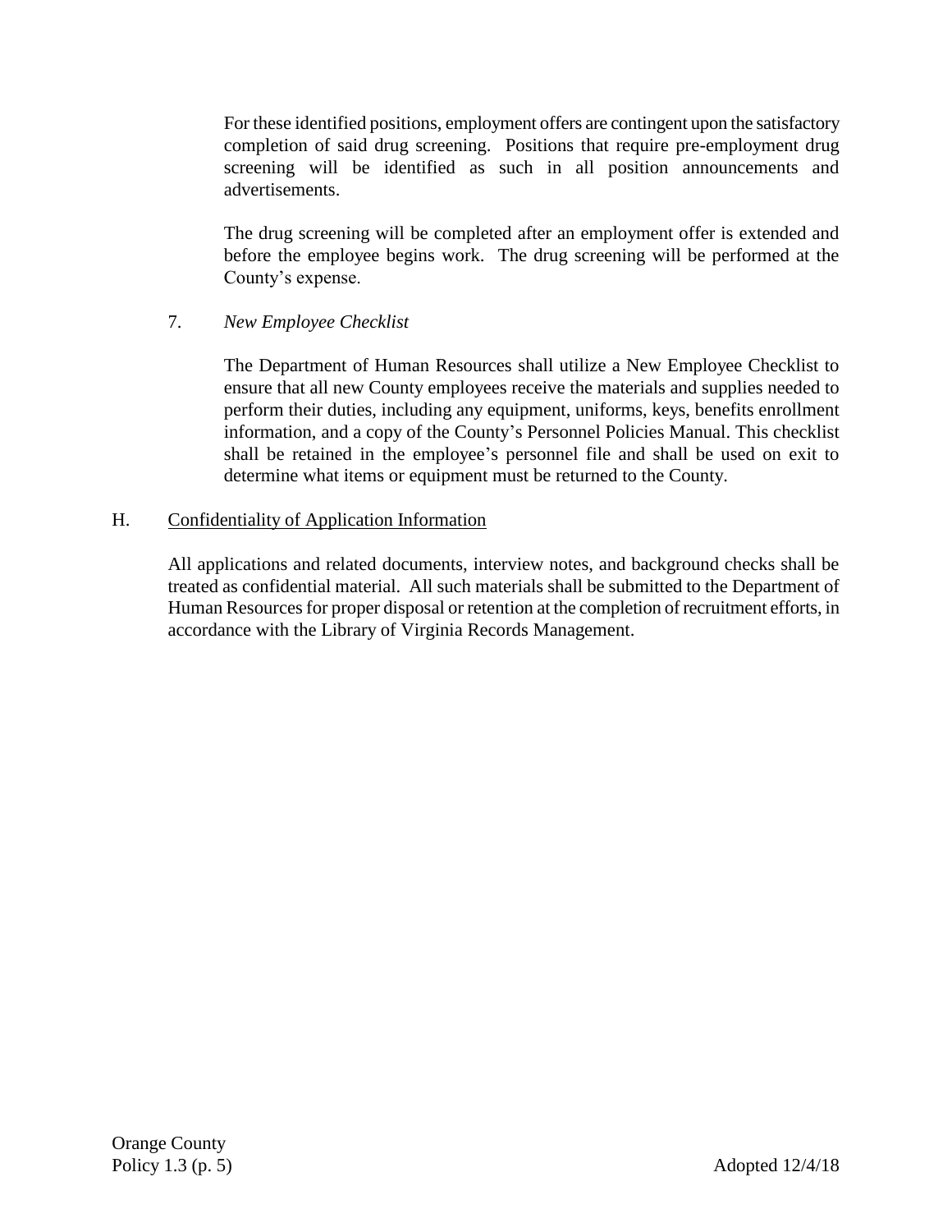For these identified positions, employment offers are contingent upon the satisfactory completion of said drug screening. Positions that require pre-employment drug screening will be identified as such in all position announcements and advertisements.

The drug screening will be completed after an employment offer is extended and before the employee begins work. The drug screening will be performed at the County's expense.

7. *New Employee Checklist*

The Department of Human Resources shall utilize a New Employee Checklist to ensure that all new County employees receive the materials and supplies needed to perform their duties, including any equipment, uniforms, keys, benefits enrollment information, and a copy of the County's Personnel Policies Manual. This checklist shall be retained in the employee's personnel file and shall be used on exit to determine what items or equipment must be returned to the County.

H. Confidentiality of Application Information

All applications and related documents, interview notes, and background checks shall be treated as confidential material. All such materials shall be submitted to the Department of Human Resources for proper disposal or retention at the completion of recruitment efforts, in accordance with the Library of Virginia Records Management.